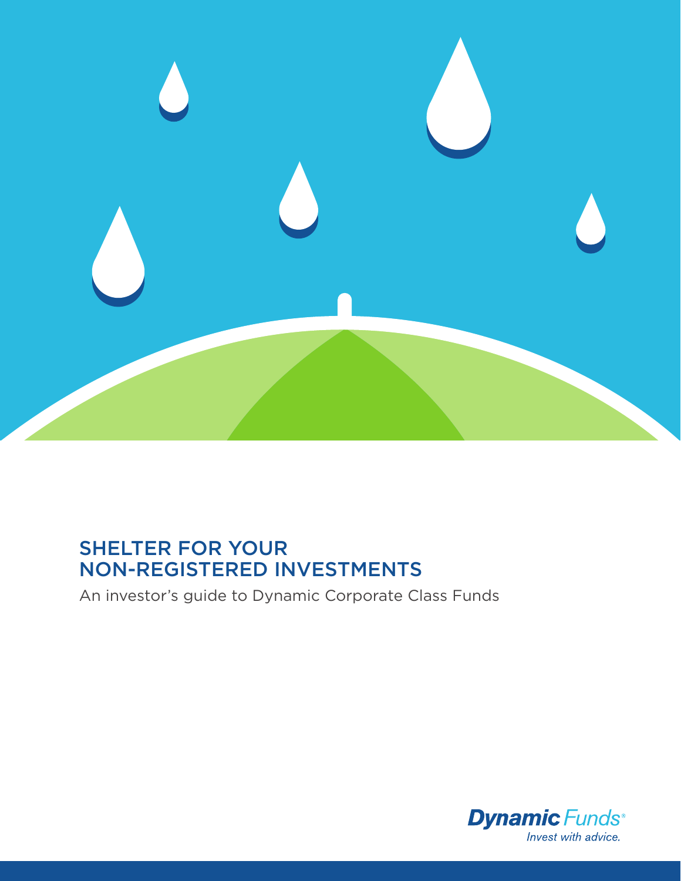# SHELTER FOR YOUR NON-REGISTERED INVESTMENTS

An investor's guide to Dynamic Corporate Class Funds

Dynamic Funds®

*Invest with advice.*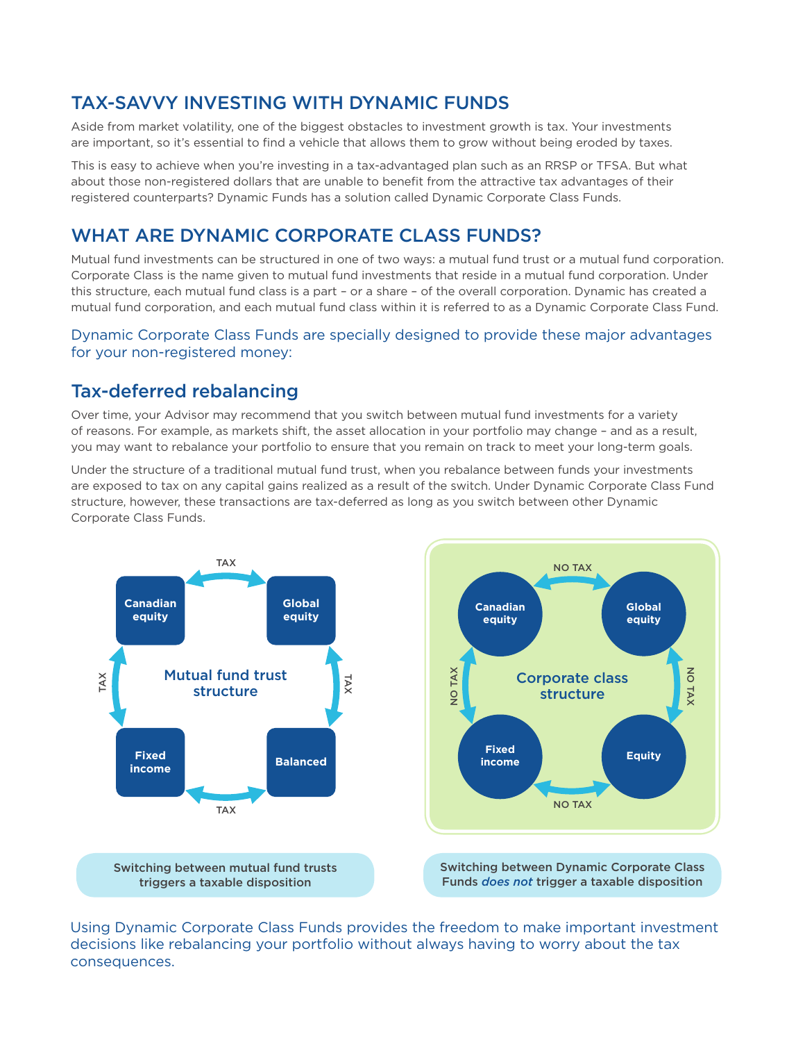## TAX-SAVVY INVESTING WITH DYNAMIC FUNDS

Aside from market volatility, one of the biggest obstacles to investment growth is tax. Your investments are important, so it's essential to find a vehicle that allows them to grow without being eroded by taxes.

This is easy to achieve when you're investing in a tax-advantaged plan such as an RRSP or TFSA. But what about those non-registered dollars that are unable to benefit from the attractive tax advantages of their registered counterparts? Dynamic Funds has a solution called Dynamic Corporate Class Funds.

## WHAT ARE DYNAMIC CORPORATE CLASS FUNDS?

Mutual fund investments can be structured in one of two ways: a mutual fund trust or a mutual fund corporation. Corporate Class is the name given to mutual fund investments that reside in a mutual fund corporation. Under this structure, each mutual fund class is a part – or a share – of the overall corporation. Dynamic has created a mutual fund corporation, and each mutual fund class within it is referred to as a Dynamic Corporate Class Fund.

Dynamic Corporate Class Funds are specially designed to provide these major advantages for your non-registered money:

### Tax-deferred rebalancing

Over time, your Advisor may recommend that you switch between mutual fund investments for a variety of reasons. For example, as markets shift, the asset allocation in your portfolio may change – and as a result, you may want to rebalance your portfolio to ensure that you remain on track to meet your long-term goals.

Under the structure of a traditional mutual fund trust, when you rebalance between funds your investments are exposed to tax on any capital gains realized as a result of the switch. Under Dynamic Corporate Class Fund structure, however, these transactions are tax-deferred as long as you switch between other Dynamic Corporate Class Funds.

**Mutual fund trust structure**: Canadian equity ↔ Global equity (TAX); Global equity ↔ Balanced (TAX); Balanced ↔ Fixed income (TAX); Fixed income ↔ Canadian equity (TAX)

Switching between mutual fund trusts triggers a taxable disposition

**Corporate class structure**: Canadian equity ↔ Global equity (NO TAX); Global equity ↔ Equity (NO TAX); Equity ↔ Fixed income (NO TAX); Fixed income ↔ Canadian equity (NO TAX)

Switching between Dynamic Corporate Class Funds *does not* trigger a taxable disposition

Using Dynamic Corporate Class Funds provides the freedom to make important investment decisions like rebalancing your portfolio without always having to worry about the tax consequences.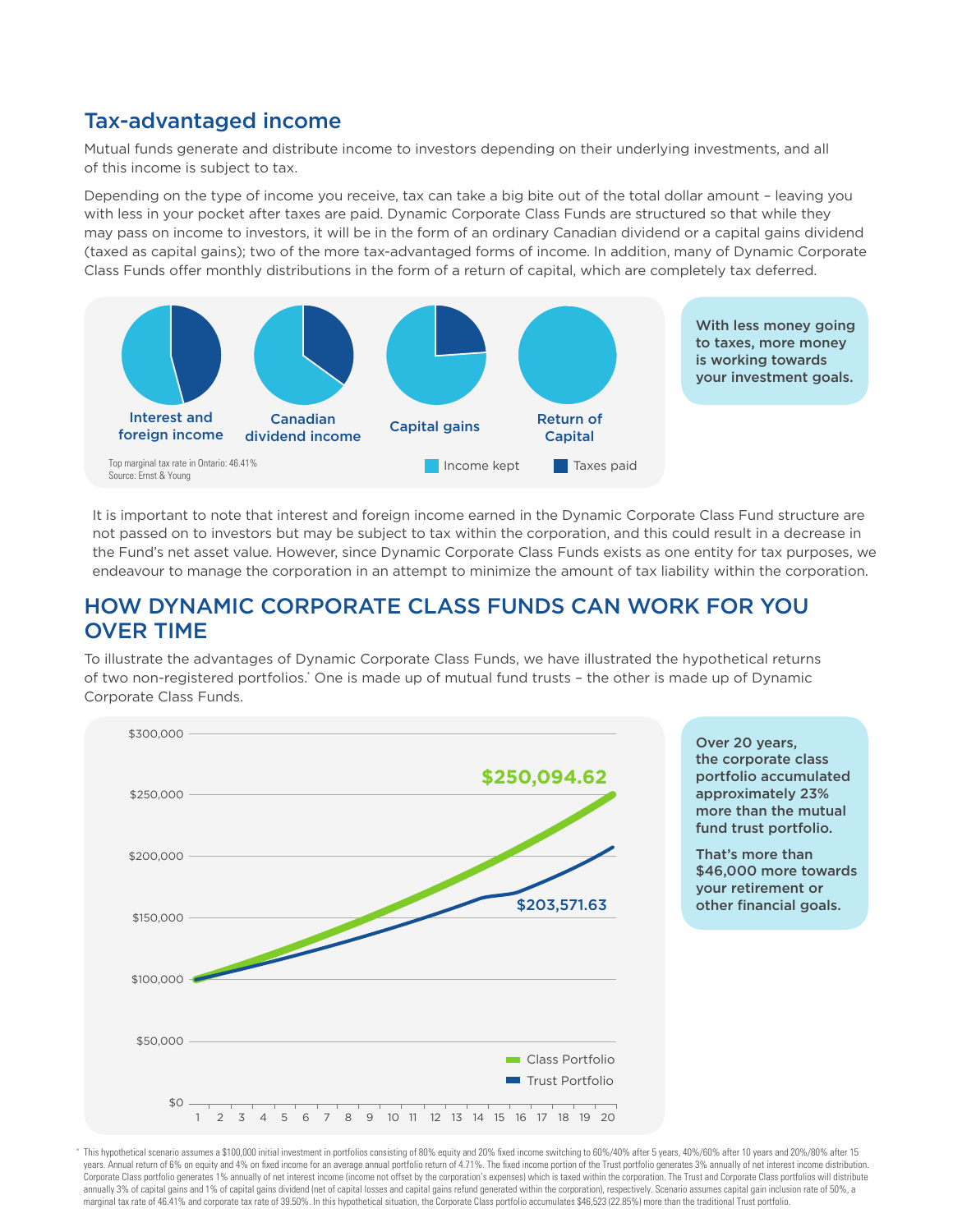## Tax-advantaged income

Mutual funds generate and distribute income to investors depending on their underlying investments, and all of this income is subject to tax.

Depending on the type of income you receive, tax can take a big bite out of the total dollar amount – leaving you with less in your pocket after taxes are paid. Dynamic Corporate Class Funds are structured so that while they may pass on income to investors, it will be in the form of an ordinary Canadian dividend or a capital gains dividend (taxed as capital gains); two of the more tax-advantaged forms of income. In addition, many of Dynamic Corporate Class Funds offer monthly distributions in the form of a return of capital, which are completely tax deferred.

Interest and foreign income | Canadian dividend income | Capital gains | Return of Capital

Income kept | Taxes paid

Top marginal tax rate in Ontario: 46.41%
Source: Ernst & Young

**With less money going to taxes, more money is working towards your investment goals.**

It is important to note that interest and foreign income earned in the Dynamic Corporate Class Fund structure are not passed on to investors but may be subject to tax within the corporation, and this could result in a decrease in the Fund's net asset value. However, since Dynamic Corporate Class Funds exists as one entity for tax purposes, we endeavour to manage the corporation in an attempt to minimize the amount of tax liability within the corporation.

## HOW DYNAMIC CORPORATE CLASS FUNDS CAN WORK FOR YOU OVER TIME

To illustrate the advantages of Dynamic Corporate Class Funds, we have illustrated the hypothetical returns of two non-registered portfolios.* One is made up of mutual fund trusts – the other is made up of Dynamic Corporate Class Funds.

Class Portfolio: $250,094.62
Trust Portfolio: $203,571.63

**Over 20 years, the corporate class portfolio accumulated approximately 23% more than the mutual fund trust portfolio.**

**That's more than $46,000 more towards your retirement or other financial goals.**

\* This hypothetical scenario assumes a $100,000 initial investment in portfolios consisting of 80% equity and 20% fixed income switching to 60%/40% after 5 years, 40%/60% after 10 years and 20%/80% after 15 years. Annual return of 6% on equity and 4% on fixed income for an average annual portfolio return of 4.71%. The fixed income portion of the Trust portfolio generates 3% annually of net interest income distribution. Corporate Class portfolio generates 1% annually of net interest income (income not offset by the corporation's expenses) which is taxed within the corporation. The Trust and Corporate Class portfolios will distribute annually 3% of capital gains and 1% of capital gains dividend (net of capital losses and capital gains refund generated within the corporation), respectively. Scenario assumes capital gain inclusion rate of 50%, a marginal tax rate of 46.41% and corporate tax rate of 39.50%. In this hypothetical situation, the Corporate Class portfolio accumulates $46,523 (22.85%) more than the traditional Trust portfolio.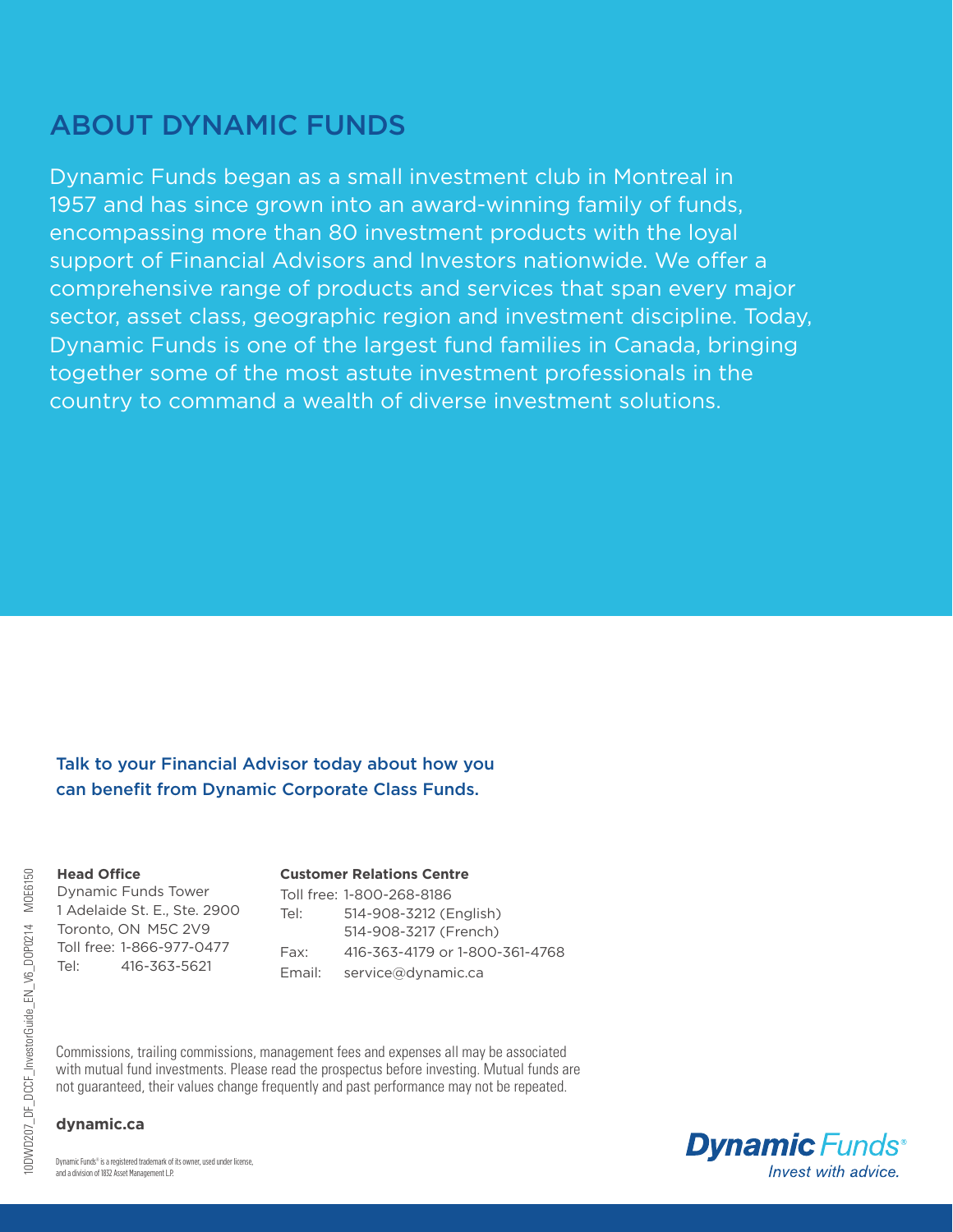## ABOUT DYNAMIC FUNDS

Dynamic Funds began as a small investment club in Montreal in 1957 and has since grown into an award-winning family of funds, encompassing more than 80 investment products with the loyal support of Financial Advisors and Investors nationwide. We offer a comprehensive range of products and services that span every major sector, asset class, geographic region and investment discipline. Today, Dynamic Funds is one of the largest fund families in Canada, bringing together some of the most astute investment professionals in the country to command a wealth of diverse investment solutions.

Talk to your Financial Advisor today about how you can benefit from Dynamic Corporate Class Funds.

**Head Office**
Dynamic Funds Tower
1 Adelaide St. E., Ste. 2900
Toronto, ON M5C 2V9
Toll free: 1-866-977-0477
Tel: 416-363-5621

**Customer Relations Centre**
Toll free: 1-800-268-8186
Tel: 514-908-3212 (English)
514-908-3217 (French)
Fax: 416-363-4179 or 1-800-361-4768
Email: service@dynamic.ca

Commissions, trailing commissions, management fees and expenses all may be associated with mutual fund investments. Please read the prospectus before investing. Mutual funds are not guaranteed, their values change frequently and past performance may not be repeated.

**dynamic.ca**

Dynamic Funds® is a registered trademark of its owner, used under license, and a division of 1832 Asset Management L.P.

**Dynamic** Funds®
*Invest with advice.*

10DWD207_DF_DCCF_InvestorGuide_EN_V6_DOP0214 MOE6150